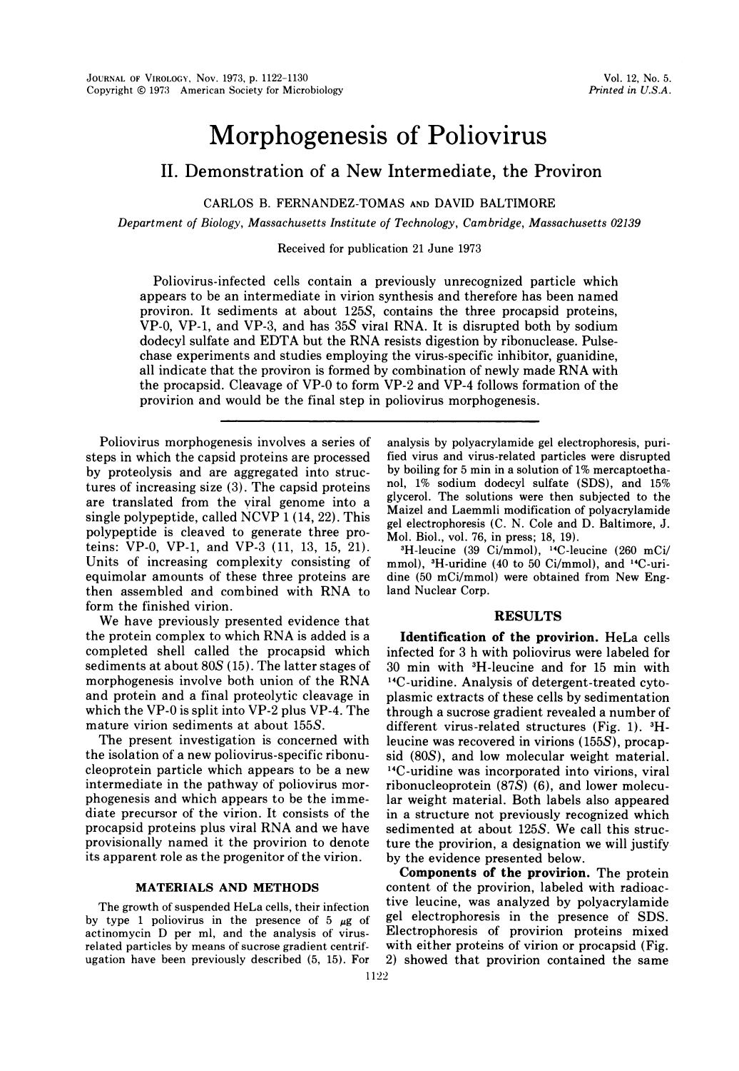# Morphogenesis of Poliovirus

## II. Demonstration of a New Intermediate, the Proviron

CARLOS B. FERNANDEZ-TOMAS AND DAVID BALTIMORE

*Department of Biology, Massachusetts Institute of Technology, Cambridge, Massachusetts 02139*

Received for publication 21 June 1973

Poliovirus-infected cells contain a previously unrecognized particle which appears to be an intermediate in virion synthesis and therefore has been named proviron. It sediments at about 125*S*, contains the three procapsid proteins, VP-0, VP-1, and VP-3, and has 35*S* viral RNA. It is disrupted both by sodium dodecyl sulfate and EDTA but the RNA resists digestion by ribonuclease. Pulse-chase experiments and studies employing the virus-specific inhibitor, guanidine, all indicate that the proviron is formed by combination of newly made RNA with the procapsid. Cleavage of VP-0 to form VP-2 and VP-4 follows formation of the provirion and would be the final step in poliovirus morphogenesis.

Poliovirus morphogenesis involves a series of steps in which the capsid proteins are processed by proteolysis and are aggregated into structures of increasing size (3). The capsid proteins are translated from the viral genome into a single polypeptide, called NCVP 1 (14, 22). This polypeptide is cleaved to generate three proteins: VP-0, VP-1, and VP-3 (11, 13, 15, 21). Units of increasing complexity consisting of equimolar amounts of these three proteins are then assembled and combined with RNA to form the finished virion.

We have previously presented evidence that the protein complex to which RNA is added is a completed shell called the procapsid which sediments at about 80*S* (15). The latter stages of morphogenesis involve both union of the RNA and protein and a final proteolytic cleavage in which the VP-0 is split into VP-2 plus VP-4. The mature virion sediments at about 155*S*.

The present investigation is concerned with the isolation of a new poliovirus-specific ribonucleoprotein particle which appears to be a new intermediate in the pathway of poliovirus morphogenesis and which appears to be the immediate precursor of the virion. It consists of the procapsid proteins plus viral RNA and we have provisionally named it the provirion to denote its apparent role as the progenitor of the virion.

## MATERIALS AND METHODS

The growth of suspended HeLa cells, their infection by type 1 poliovirus in the presence of 5 $\mu$g of actinomycin D per ml, and the analysis of virus-related particles by means of sucrose gradient centrifugation have been previously described (5, 15). For analysis by polyacrylamide gel electrophoresis, purified virus and virus-related particles were disrupted by boiling for 5 min in a solution of 1% mercaptoethanol, 1% sodium dodecyl sulfate (SDS), and 15% glycerol. The solutions were then subjected to the Maizel and Laemmli modification of polyacrylamide gel electrophoresis (C. N. Cole and D. Baltimore, J. Mol. Biol., vol. 76, in press; 18, 19).

$^3$H-leucine (39 Ci/mmol), $^{14}$C-leucine (260 mCi/mmol), $^3$H-uridine (40 to 50 Ci/mmol), and $^{14}$C-uridine (50 mCi/mmol) were obtained from New England Nuclear Corp.

## RESULTS

**Identification of the provirion.** HeLa cells infected for 3 h with poliovirus were labeled for 30 min with $^3$H-leucine and for 15 min with $^{14}$C-uridine. Analysis of detergent-treated cytoplasmic extracts of these cells by sedimentation through a sucrose gradient revealed a number of different virus-related structures (Fig. 1). $^3$H-leucine was recovered in virions (155*S*), procapsid (80*S*), and low molecular weight material. $^{14}$C-uridine was incorporated into virions, viral ribonucleoprotein (87*S*) (6), and lower molecular weight material. Both labels also appeared in a structure not previously recognized which sedimented at about 125*S*. We call this structure the provirion, a designation we will justify by the evidence presented below.

**Components of the provirion.** The protein content of the provirion, labeled with radioactive leucine, was analyzed by polyacrylamide gel electrophoresis in the presence of SDS. Electrophoresis of provirion proteins mixed with either proteins of virion or procapsid (Fig. 2) showed that provirion contained the same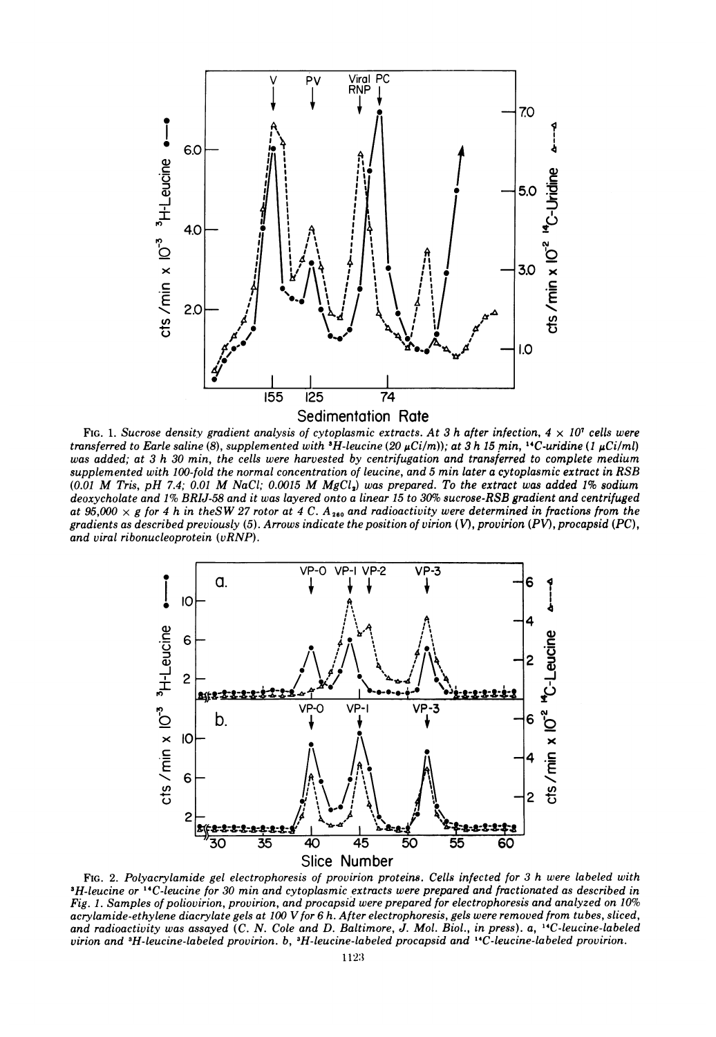FIG. 1. *Sucrose density gradient analysis of cytoplasmic extracts. At 3 h after infection, 4 × 10⁷ cells were transferred to Earle saline (8), supplemented with $^{3}$H-leucine (20 μCi/m)); at 3 h 15 min, $^{14}$C-uridine (1 μCi/ml) was added; at 3 h 30 min, the cells were harvested by centrifugation and transferred to complete medium supplemented with 100-fold the normal concentration of leucine, and 5 min later a cytoplasmic extract in RSB (0.01 M Tris, pH 7.4; 0.01 M NaCl; 0.0015 M $MgCl_2$) was prepared. To the extract was added 1% sodium deoxycholate and 1% BRIJ-58 and it was layered onto a linear 15 to 30% sucrose-RSB gradient and centrifuged at 95,000 × g for 4 h in theSW 27 rotor at 4 C. $A_{260}$ and radioactivity were determined in fractions from the gradients as described previously (5). Arrows indicate the position of virion (V), provirion (PV), procapsid (PC), and viral ribonucleoprotein (vRNP).*

FIG. 2. *Polyacrylamide gel electrophoresis of provirion proteins. Cells infected for 3 h were labeled with $^{3}$H-leucine or $^{14}$C-leucine for 30 min and cytoplasmic extracts were prepared and fractionated as described in Fig. 1. Samples of poliovirion, provirion, and procapsid were prepared for electrophoresis and analyzed on 10% acrylamide-ethylene diacrylate gels at 100 V for 6 h. After electrophoresis, gels were removed from tubes, sliced, and radioactivity was assayed (C. N. Cole and D. Baltimore, J. Mol. Biol., in press). a, $^{14}$C-leucine-labeled virion and $^{3}$H-leucine-labeled provirion. b, $^{3}$H-leucine-labeled procapsid and $^{14}$C-leucine-labeled provirion.*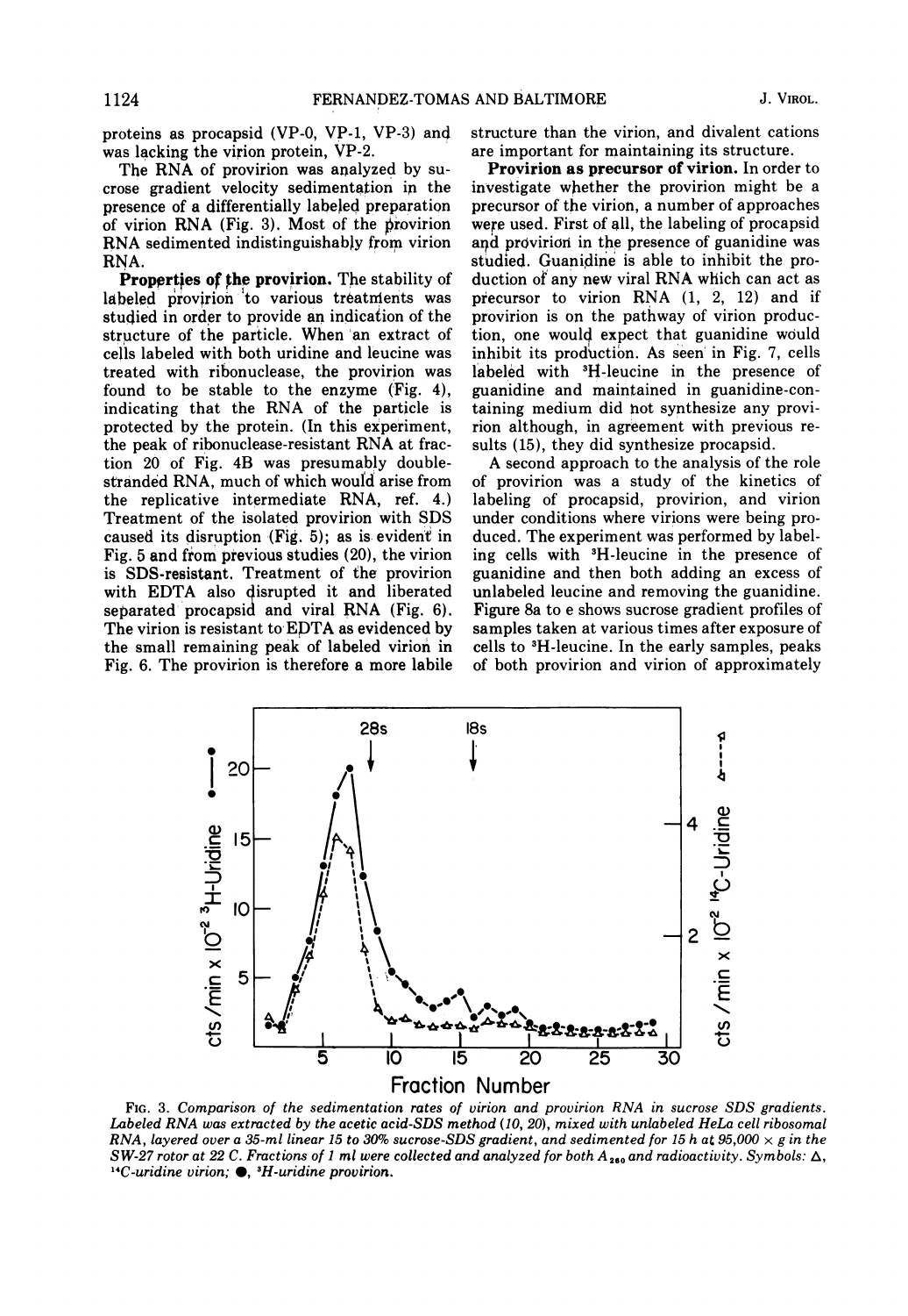proteins as procapsid (VP-0, VP-1, VP-3) and was lacking the virion protein, VP-2.

The RNA of provirion was analyzed by sucrose gradient velocity sedimentation in the presence of a differentially labeled preparation of virion RNA (Fig. 3). Most of the provirion RNA sedimented indistinguishably from virion RNA.

**Properties of the provirion.** The stability of labeled provirion to various treatments was studied in order to provide an indication of the structure of the particle. When an extract of cells labeled with both uridine and leucine was treated with ribonuclease, the provirion was found to be stable to the enzyme (Fig. 4), indicating that the RNA of the particle is protected by the protein. (In this experiment, the peak of ribonuclease-resistant RNA at fraction 20 of Fig. 4B was presumably double-stranded RNA, much of which would arise from the replicative intermediate RNA, ref. 4.) Treatment of the isolated provirion with SDS caused its disruption (Fig. 5); as is evident in Fig. 5 and from previous studies (20), the virion is SDS-resistant. Treatment of the provirion with EDTA also disrupted it and liberated separated procapsid and viral RNA (Fig. 6). The virion is resistant to EDTA as evidenced by the small remaining peak of labeled virion in Fig. 6. The provirion is therefore a more labile structure than the virion, and divalent cations are important for maintaining its structure.

**Provirion as precursor of virion.** In order to investigate whether the provirion might be a precursor of the virion, a number of approaches were used. First of all, the labeling of procapsid and provirion in the presence of guanidine was studied. Guanidine is able to inhibit the production of any new viral RNA which can act as precursor to virion RNA (1, 2, 12) and if provirion is on the pathway of virion production, one would expect that guanidine would inhibit its production. As seen in Fig. 7, cells labeled with $^{3}H$-leucine in the presence of guanidine and maintained in guanidine-containing medium did not synthesize any provirion although, in agreement with previous results (15), they did synthesize procapsid.

A second approach to the analysis of the role of provirion was a study of the kinetics of labeling of procapsid, provirion, and virion under conditions where virions were being produced. The experiment was performed by labeling cells with $^{3}H$-leucine in the presence of guanidine and then both adding an excess of unlabeled leucine and removing the guanidine. Figure 8a to e shows sucrose gradient profiles of samples taken at various times after exposure of cells to $^{3}H$-leucine. In the early samples, peaks of both provirion and virion of approximately

FIG. 3. *Comparison of the sedimentation rates of virion and provirion RNA in sucrose SDS gradients. Labeled RNA was extracted by the acetic acid-SDS method (10, 20), mixed with unlabeled HeLa cell ribosomal RNA, layered over a 35-ml linear 15 to 30% sucrose-SDS gradient, and sedimented for 15 h at 95,000 × g in the SW-27 rotor at 22 C. Fractions of 1 ml were collected and analyzed for both $A_{260}$ and radioactivity. Symbols: △, $^{14}C$-uridine virion; ●, $^{3}H$-uridine provirion.*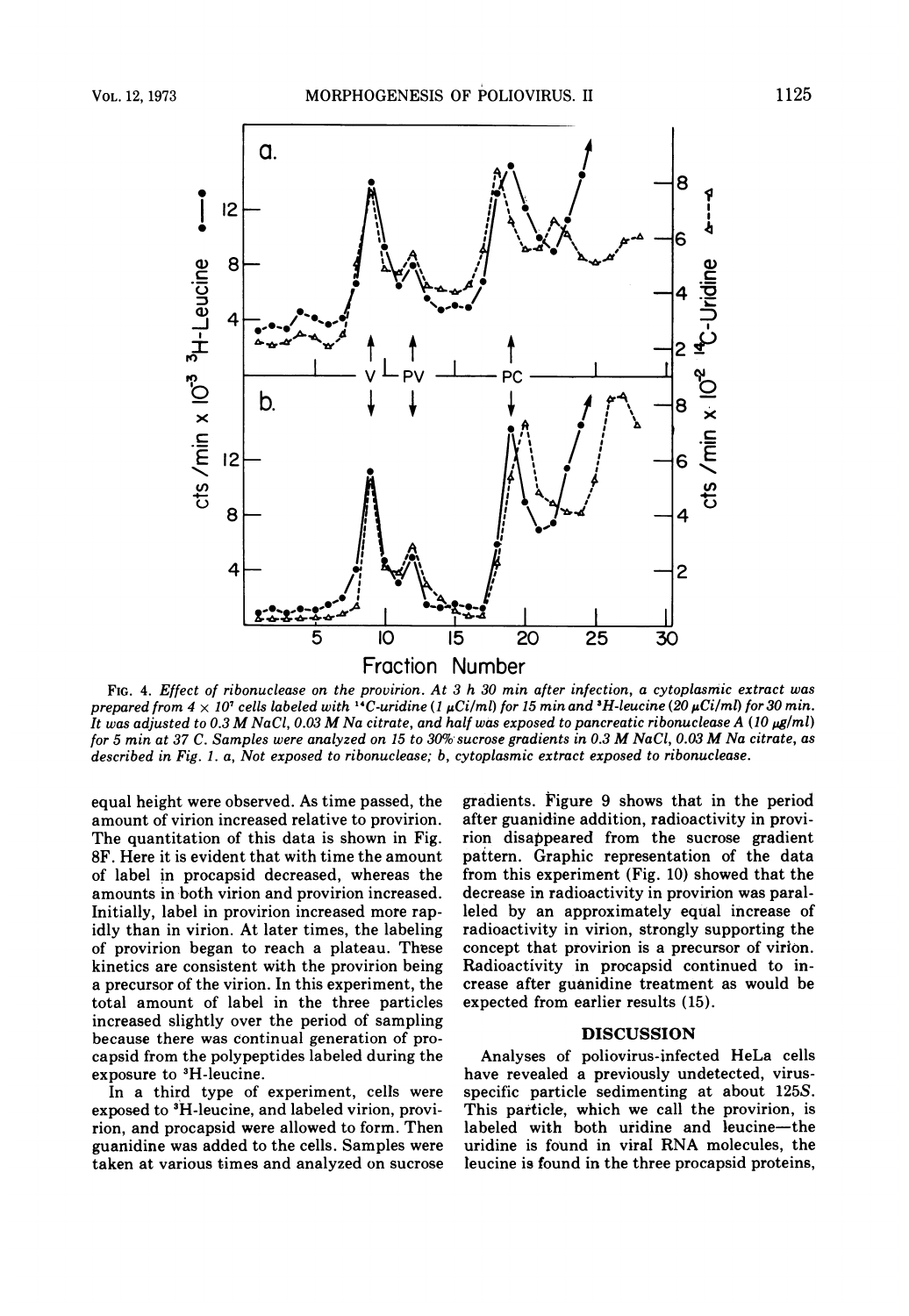FIG. 4. *Effect of ribonuclease on the provirion. At 3 h 30 min after infection, a cytoplasmic extract was prepared from 4 × 10[7] cells labeled with [14]C-uridine (1 µCi/ml) for 15 min and [3]H-leucine (20 µCi/ml) for 30 min. It was adjusted to 0.3 M NaCl, 0.03 M Na citrate, and half was exposed to pancreatic ribonuclease A (10 µg/ml) for 5 min at 37 C. Samples were analyzed on 15 to 30% sucrose gradients in 0.3 M NaCl, 0.03 M Na citrate, as described in Fig. 1. a, Not exposed to ribonuclease; b, cytoplasmic extract exposed to ribonuclease.*

equal height were observed. As time passed, the amount of virion increased relative to provirion. The quantitation of this data is shown in Fig. 8F. Here it is evident that with time the amount of label in procapsid decreased, whereas the amounts in both virion and provirion increased. Initially, label in provirion increased more rapidly than in virion. At later times, the labeling of provirion began to reach a plateau. These kinetics are consistent with the provirion being a precursor of the virion. In this experiment, the total amount of label in the three particles increased slightly over the period of sampling because there was continual generation of procapsid from the polypeptides labeled during the exposure to [3]H-leucine.

In a third type of experiment, cells were exposed to [3]H-leucine, and labeled virion, provirion, and procapsid were allowed to form. Then guanidine was added to the cells. Samples were taken at various times and analyzed on sucrose gradients. Figure 9 shows that in the period after guanidine addition, radioactivity in provirion disappeared from the sucrose gradient pattern. Graphic representation of the data from this experiment (Fig. 10) showed that the decrease in radioactivity in provirion was paralleled by an approximately equal increase of radioactivity in virion, strongly supporting the concept that provirion is a precursor of virion. Radioactivity in procapsid continued to increase after guanidine treatment as would be expected from earlier results (15).

## DISCUSSION

Analyses of poliovirus-infected HeLa cells have revealed a previously undetected, virus-specific particle sedimenting at about 125S. This particle, which we call the provirion, is labeled with both uridine and leucine—the uridine is found in viral RNA molecules, the leucine is found in the three procapsid proteins,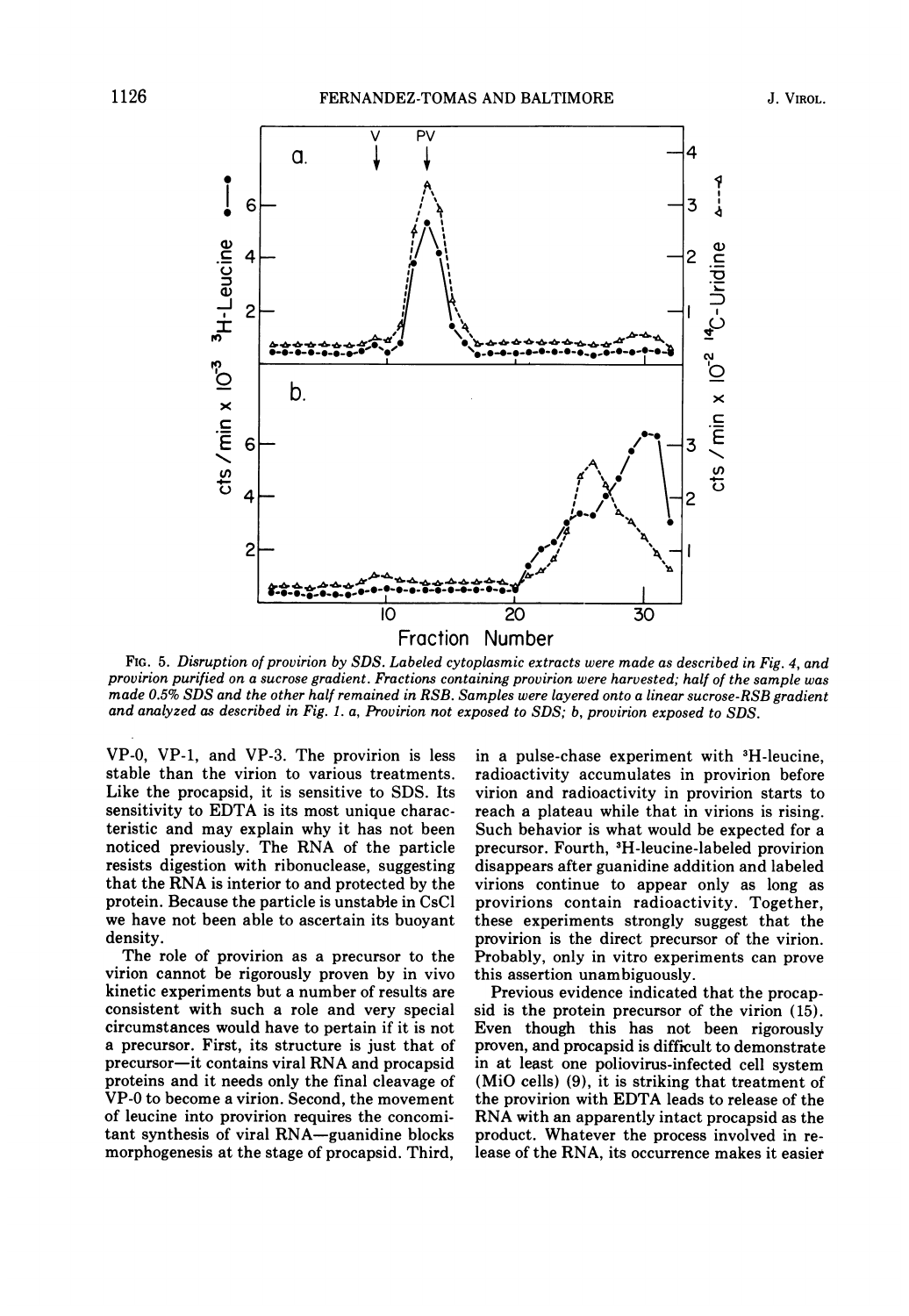FIG. 5. *Disruption of provirion by SDS. Labeled cytoplasmic extracts were made as described in Fig. 4, and provirion purified on a sucrose gradient. Fractions containing provirion were harvested; half of the sample was made 0.5% SDS and the other half remained in RSB. Samples were layered onto a linear sucrose-RSB gradient and analyzed as described in Fig. 1. a, Provirion not exposed to SDS; b, provirion exposed to SDS.*

VP-0, VP-1, and VP-3. The provirion is less stable than the virion to various treatments. Like the procapsid, it is sensitive to SDS. Its sensitivity to EDTA is its most unique characteristic and may explain why it has not been noticed previously. The RNA of the particle resists digestion with ribonuclease, suggesting that the RNA is interior to and protected by the protein. Because the particle is unstable in CsCl we have not been able to ascertain its buoyant density.

The role of provirion as a precursor to the virion cannot be rigorously proven by in vivo kinetic experiments but a number of results are consistent with such a role and very special circumstances would have to pertain if it is not a precursor. First, its structure is just that of precursor—it contains viral RNA and procapsid proteins and it needs only the final cleavage of VP-0 to become a virion. Second, the movement of leucine into provirion requires the concomitant synthesis of viral RNA—guanidine blocks morphogenesis at the stage of procapsid. Third, in a pulse-chase experiment with $^{3}$H-leucine, radioactivity accumulates in provirion before virion and radioactivity in provirion starts to reach a plateau while that in virions is rising. Such behavior is what would be expected for a precursor. Fourth, $^{3}$H-leucine-labeled provirion disappears after guanidine addition and labeled virions continue to appear only as long as provirions contain radioactivity. Together, these experiments strongly suggest that the provirion is the direct precursor of the virion. Probably, only in vitro experiments can prove this assertion unambiguously.

Previous evidence indicated that the procapsid is the protein precursor of the virion (15). Even though this has not been rigorously proven, and procapsid is difficult to demonstrate in at least one poliovirus-infected cell system (MiO cells) (9), it is striking that treatment of the provirion with EDTA leads to release of the RNA with an apparently intact procapsid as the product. Whatever the process involved in release of the RNA, its occurrence makes it easier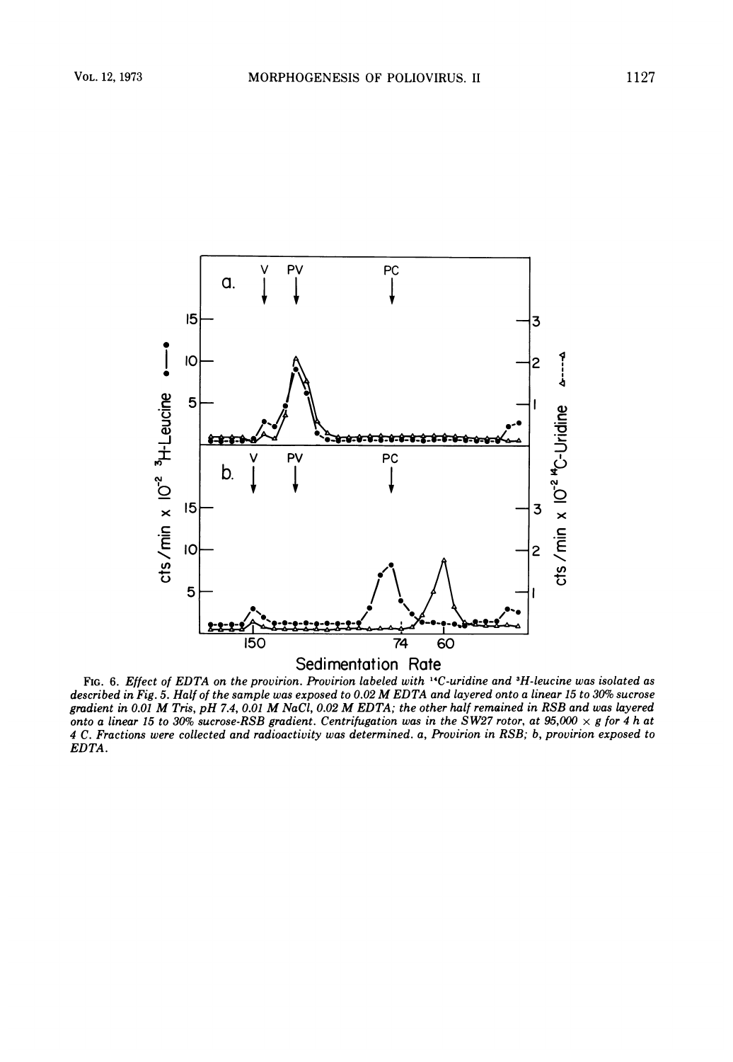FIG. 6. *Effect of EDTA on the provirion. Provirion labeled with* $^{14}C$*-uridine and* $^{3}H$*-leucine was isolated as described in Fig. 5. Half of the sample was exposed to 0.02 M EDTA and layered onto a linear 15 to 30% sucrose gradient in 0.01 M Tris, pH 7.4, 0.01 M NaCl, 0.02 M EDTA; the other half remained in RSB and was layered onto a linear 15 to 30% sucrose-RSB gradient. Centrifugation was in the SW27 rotor, at 95,000 × g for 4 h at 4 C. Fractions were collected and radioactivity was determined. a, Provirion in RSB; b, provirion exposed to EDTA.*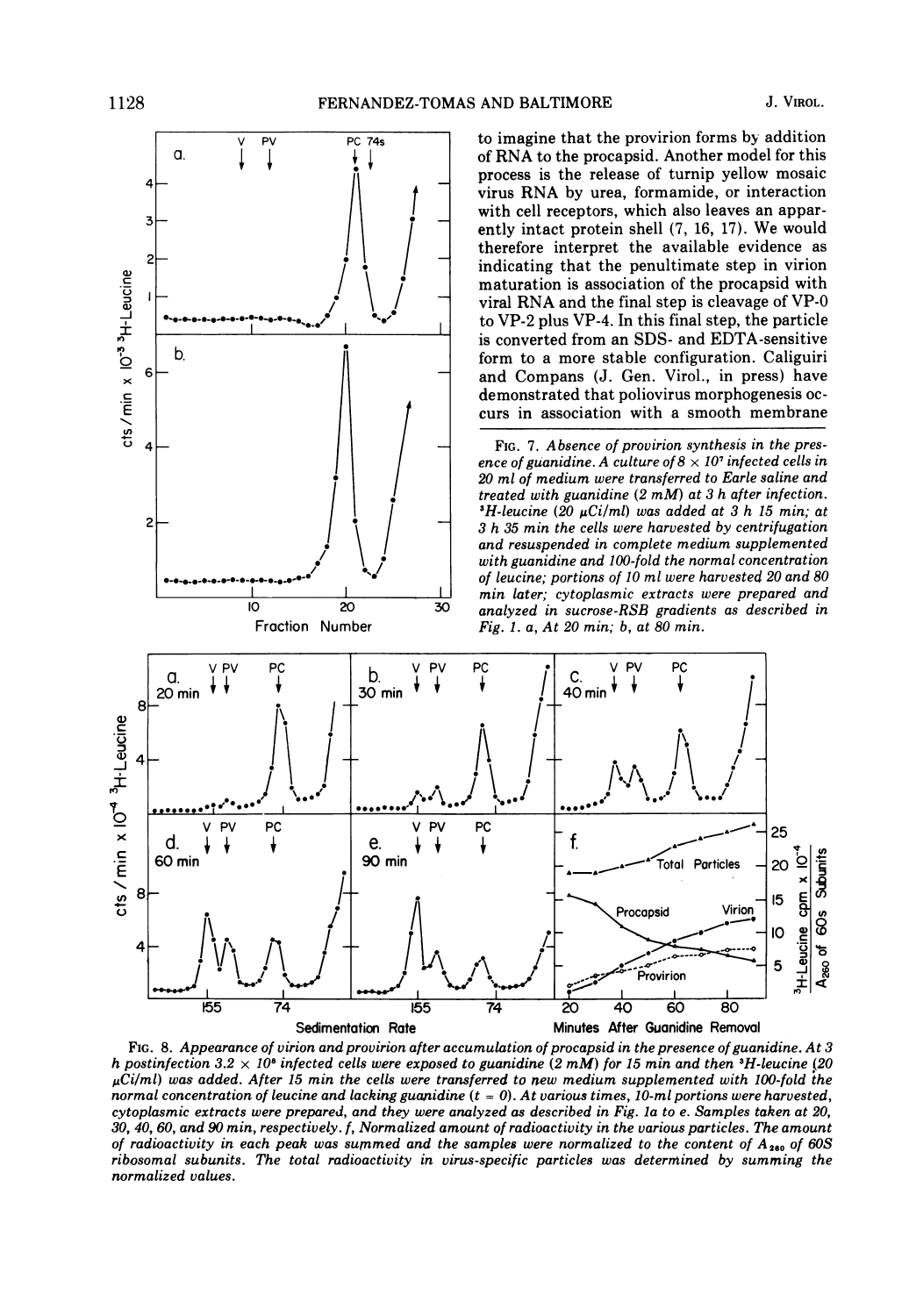to imagine that the provirion forms by addition of RNA to the procapsid. Another model for this process is the release of turnip yellow mosaic virus RNA by urea, formamide, or interaction with cell receptors, which also leaves an apparently intact protein shell (7, 16, 17). We would therefore interpret the available evidence as indicating that the penultimate step in virion maturation is association of the procapsid with viral RNA and the final step is cleavage of VP-0 to VP-2 plus VP-4. In this final step, the particle is converted from an SDS- and EDTA-sensitive form to a more stable configuration. Caliguiri and Compans (J. Gen. Virol., in press) have demonstrated that poliovirus morphogenesis occurs in association with a smooth membrane

FIG. 7. *Absence of provirion synthesis in the presence of guanidine. A culture of $8 \times 10^7$ infected cells in 20 ml of medium were transferred to Earle saline and treated with guanidine (2 mM) at 3 h after infection. $^3$H-leucine (20 µCi/ml) was added at 3 h 15 min; at 3 h 35 min the cells were harvested by centrifugation and resuspended in complete medium supplemented with guanidine and 100-fold the normal concentration of leucine; portions of 10 ml were harvested 20 and 80 min later; cytoplasmic extracts were prepared and analyzed in sucrose-RSB gradients as described in Fig. 1. a, At 20 min; b, at 80 min.*

FIG. 8. *Appearance of virion and provirion after accumulation of procapsid in the presence of guanidine. At 3 h postinfection $3.2 \times 10^8$ infected cells were exposed to guanidine (2 mM) for 15 min and then $^3$H-leucine (20 µCi/ml) was added. After 15 min the cells were transferred to new medium supplemented with 100-fold the normal concentration of leucine and lacking guanidine (t = 0). At various times, 10-ml portions were harvested, cytoplasmic extracts were prepared, and they were analyzed as described in Fig. 1a to e. Samples taken at 20, 30, 40, 60, and 90 min, respectively. f, Normalized amount of radioactivity in the various particles. The amount of radioactivity in each peak was summed and the samples were normalized to the content of $A_{260}$ of 60S ribosomal subunits. The total radioactivity in virus-specific particles was determined by summing the normalized values.*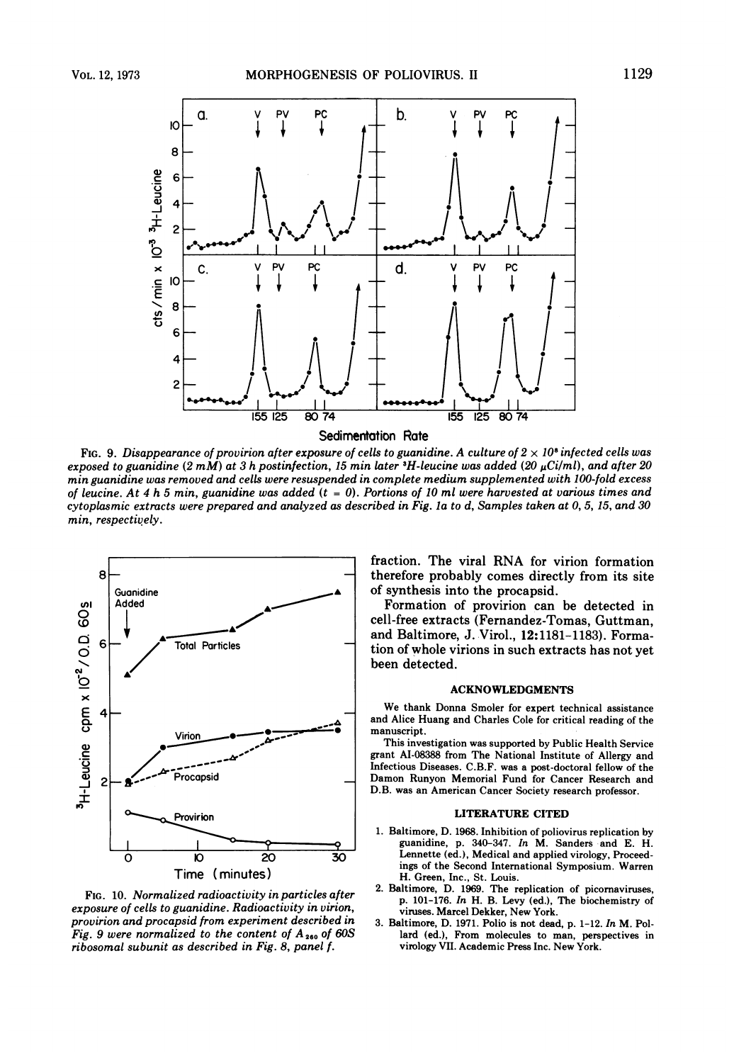FIG. 9. *Disappearance of provirion after exposure of cells to guanidine. A culture of $2 \times 10^8$ infected cells was exposed to guanidine (2 mM) at 3 h postinfection, 15 min later $^3$H-leucine was added (20 $\mu$Ci/ml), and after 20 min guanidine was removed and cells were resuspended in complete medium supplemented with 100-fold excess of leucine. At 4 h 5 min, guanidine was added (t = 0). Portions of 10 ml were harvested at various times and cytoplasmic extracts were prepared and analyzed as described in Fig. 1a to d, Samples taken at 0, 5, 15, and 30 min, respectively.*

FIG. 10. *Normalized radioactivity in particles after exposure of cells to guanidine. Radioactivity in virion, provirion and procapsid from experiment described in Fig. 9 were normalized to the content of $A_{260}$ of 60S ribosomal subunit as described in Fig. 8, panel f.*

fraction. The viral RNA for virion formation therefore probably comes directly from its site of synthesis into the procapsid.

Formation of provirion can be detected in cell-free extracts (Fernandez-Tomas, Guttman, and Baltimore, J. Virol., 12:1181-1183). Formation of whole virions in such extracts has not yet been detected.

## ACKNOWLEDGMENTS

We thank Donna Smoler for expert technical assistance and Alice Huang and Charles Cole for critical reading of the manuscript.

This investigation was supported by Public Health Service grant AI-08388 from The National Institute of Allergy and Infectious Diseases. C.B.F. was a post-doctoral fellow of the Damon Runyon Memorial Fund for Cancer Research and D.B. was an American Cancer Society research professor.

## LITERATURE CITED

1. Baltimore, D. 1968. Inhibition of poliovirus replication by guanidine, p. 340-347. *In* M. Sanders and E. H. Lennette (ed.), Medical and applied virology, Proceedings of the Second International Symposium. Warren H. Green, Inc., St. Louis.
2. Baltimore, D. 1969. The replication of picornaviruses, p. 101-176. *In* H. B. Levy (ed.), The biochemistry of viruses. Marcel Dekker, New York.
3. Baltimore, D. 1971. Polio is not dead, p. 1-12. *In* M. Pollard (ed.), From molecules to man, perspectives in virology VII. Academic Press Inc. New York.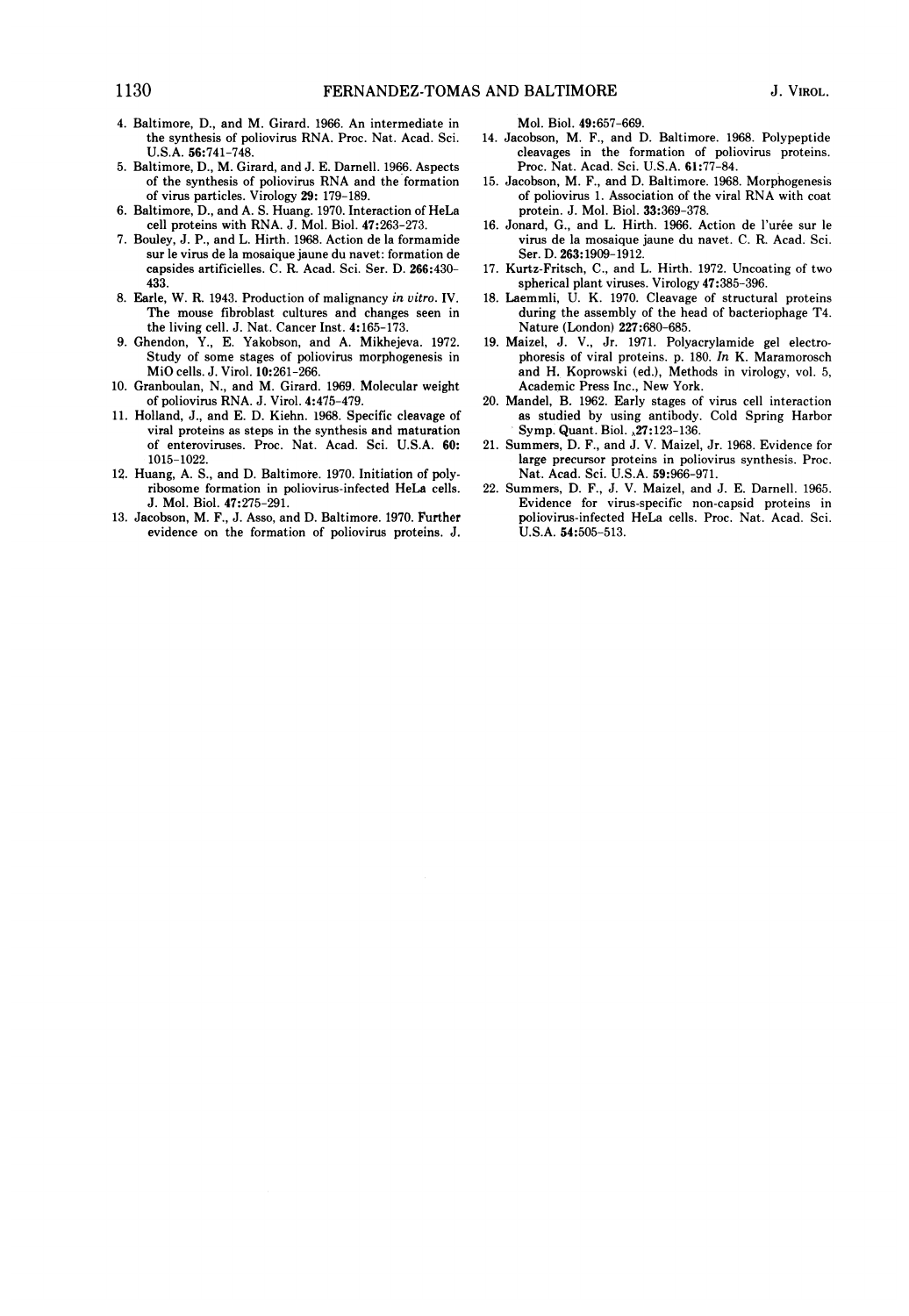4. Baltimore, D., and M. Girard. 1966. An intermediate in the synthesis of poliovirus RNA. Proc. Nat. Acad. Sci. U.S.A. **56**:741-748.
5. Baltimore, D., M. Girard, and J. E. Darnell. 1966. Aspects of the synthesis of poliovirus RNA and the formation of virus particles. Virology **29**: 179-189.
6. Baltimore, D., and A. S. Huang. 1970. Interaction of HeLa cell proteins with RNA. J. Mol. Biol. **47**:263-273.
7. Bouley, J. P., and L. Hirth. 1968. Action de la formamide sur le virus de la mosaique jaune du navet: formation de capsides artificielles. C. R. Acad. Sci. Ser. D. **266**:430-433.
8. Earle, W. R. 1943. Production of malignancy *in vitro*. IV. The mouse fibroblast cultures and changes seen in the living cell. J. Nat. Cancer Inst. **4**:165-173.
9. Ghendon, Y., E. Yakobson, and A. Mikhejeva. 1972. Study of some stages of poliovirus morphogenesis in MiO cells. J. Virol. **10**:261-266.
10. Granboulan, N., and M. Girard. 1969. Molecular weight of poliovirus RNA. J. Virol. **4**:475-479.
11. Holland, J., and E. D. Kiehn. 1968. Specific cleavage of viral proteins as steps in the synthesis and maturation of enteroviruses. Proc. Nat. Acad. Sci. U.S.A. **60**: 1015-1022.
12. Huang, A. S., and D. Baltimore. 1970. Initiation of polyribosome formation in poliovirus-infected HeLa cells. J. Mol. Biol. **47**:275-291.
13. Jacobson, M. F., J. Asso, and D. Baltimore. 1970. Further evidence on the formation of poliovirus proteins. J. Mol. Biol. **49**:657-669.
14. Jacobson, M. F., and D. Baltimore. 1968. Polypeptide cleavages in the formation of poliovirus proteins. Proc. Nat. Acad. Sci. U.S.A. **61**:77-84.
15. Jacobson, M. F., and D. Baltimore. 1968. Morphogenesis of poliovirus 1. Association of the viral RNA with coat protein. J. Mol. Biol. **33**:369-378.
16. Jonard, G., and L. Hirth. 1966. Action de l'urée sur le virus de la mosaique jaune du navet. C. R. Acad. Sci. Ser. D. **263**:1909-1912.
17. Kurtz-Fritsch, C., and L. Hirth. 1972. Uncoating of two spherical plant viruses. Virology **47**:385-396.
18. Laemmli, U. K. 1970. Cleavage of structural proteins during the assembly of the head of bacteriophage T4. Nature (London) **227**:680-685.
19. Maizel, J. V., Jr. 1971. Polyacrylamide gel electrophoresis of viral proteins. p. 180. *In* K. Maramorosch and H. Koprowski (ed.), Methods in virology, vol. 5, Academic Press Inc., New York.
20. Mandel, B. 1962. Early stages of virus cell interaction as studied by using antibody. Cold Spring Harbor Symp. Quant. Biol. **27**:123-136.
21. Summers, D. F., and J. V. Maizel, Jr. 1968. Evidence for large precursor proteins in poliovirus synthesis. Proc. Nat. Acad. Sci. U.S.A. **59**:966-971.
22. Summers, D. F., J. V. Maizel, and J. E. Darnell. 1965. Evidence for virus-specific non-capsid proteins in poliovirus-infected HeLa cells. Proc. Nat. Acad. Sci. U.S.A. **54**:505-513.